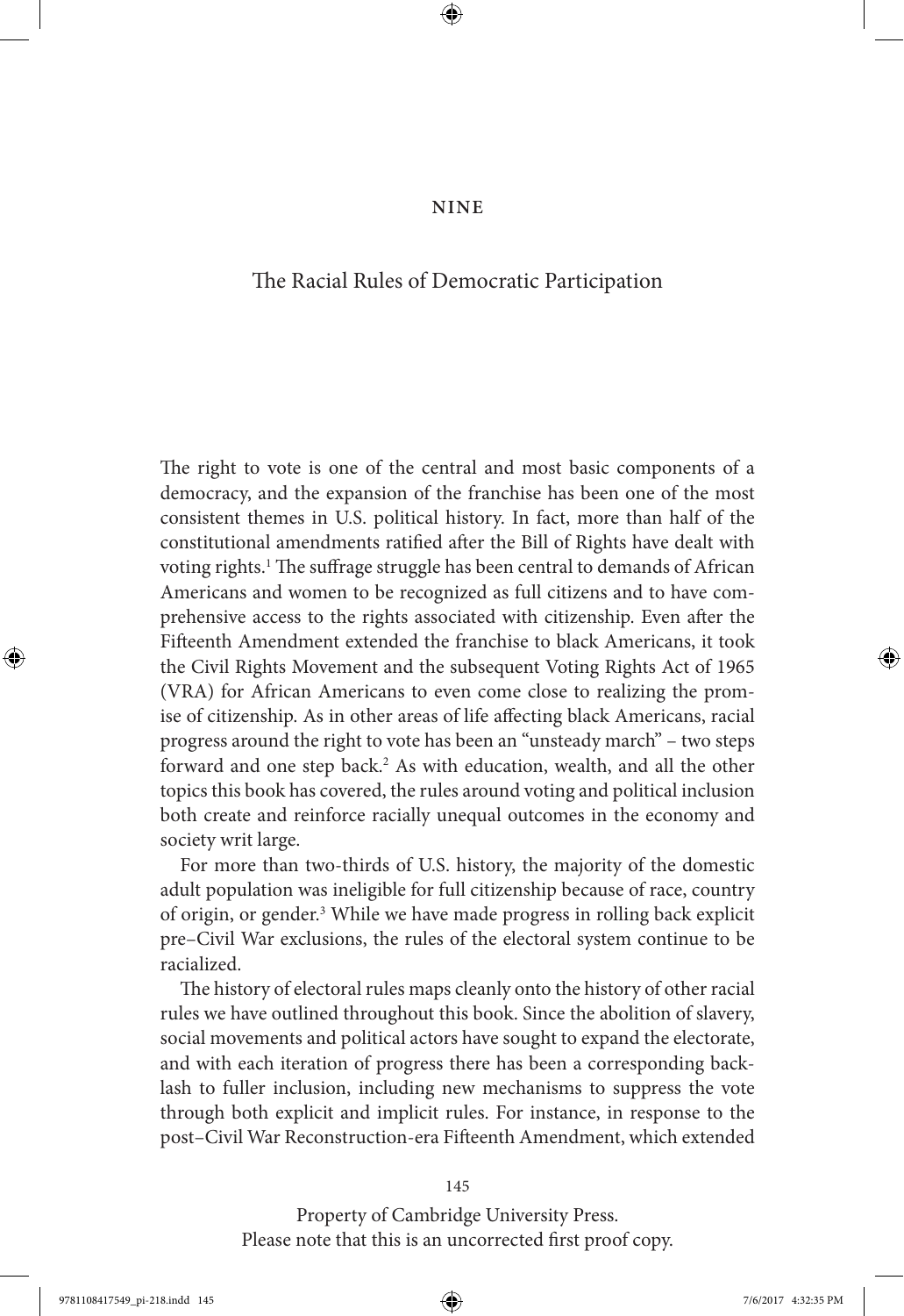NINE

# The Racial Rules of Democratic Participation

The right to vote is one of the central and most basic components of a democracy, and the expansion of the franchise has been one of the most consistent themes in U.S. political history. In fact, more than half of the constitutional amendments ratified after the Bill of Rights have dealt with voting rights.[1] The suffrage struggle has been central to demands of African Americans and women to be recognized as full citizens and to have comprehensive access to the rights associated with citizenship. Even after the Fifteenth Amendment extended the franchise to black Americans, it took the Civil Rights Movement and the subsequent Voting Rights Act of 1965 (VRA) for African Americans to even come close to realizing the promise of citizenship. As in other areas of life affecting black Americans, racial progress around the right to vote has been an "unsteady march" – two steps forward and one step back.[2] As with education, wealth, and all the other topics this book has covered, the rules around voting and political inclusion both create and reinforce racially unequal outcomes in the economy and society writ large.

For more than two-thirds of U.S. history, the majority of the domestic adult population was ineligible for full citizenship because of race, country of origin, or gender.[3] While we have made progress in rolling back explicit pre–Civil War exclusions, the rules of the electoral system continue to be racialized.

The history of electoral rules maps cleanly onto the history of other racial rules we have outlined throughout this book. Since the abolition of slavery, social movements and political actors have sought to expand the electorate, and with each iteration of progress there has been a corresponding backlash to fuller inclusion, including new mechanisms to suppress the vote through both explicit and implicit rules. For instance, in response to the post–Civil War Reconstruction-era Fifteenth Amendment, which extended

Property of Cambridge University Press.
Please note that this is an uncorrected first proof copy.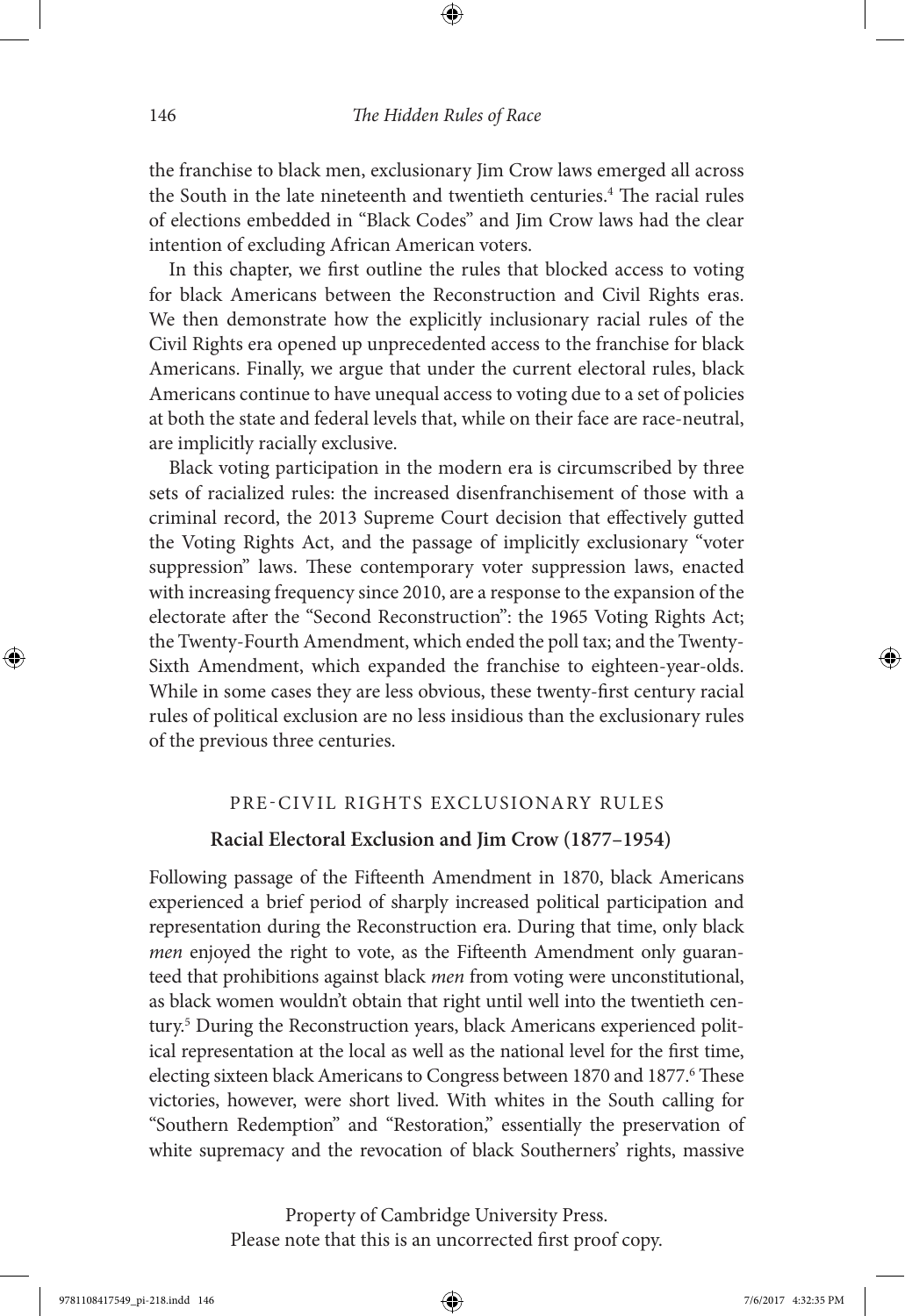the franchise to black men, exclusionary Jim Crow laws emerged all across the South in the late nineteenth and twentieth centuries.[4] The racial rules of elections embedded in "Black Codes" and Jim Crow laws had the clear intention of excluding African American voters.

In this chapter, we first outline the rules that blocked access to voting for black Americans between the Reconstruction and Civil Rights eras. We then demonstrate how the explicitly inclusionary racial rules of the Civil Rights era opened up unprecedented access to the franchise for black Americans. Finally, we argue that under the current electoral rules, black Americans continue to have unequal access to voting due to a set of policies at both the state and federal levels that, while on their face are race-neutral, are implicitly racially exclusive.

Black voting participation in the modern era is circumscribed by three sets of racialized rules: the increased disenfranchisement of those with a criminal record, the 2013 Supreme Court decision that effectively gutted the Voting Rights Act, and the passage of implicitly exclusionary "voter suppression" laws. These contemporary voter suppression laws, enacted with increasing frequency since 2010, are a response to the expansion of the electorate after the "Second Reconstruction": the 1965 Voting Rights Act; the Twenty-Fourth Amendment, which ended the poll tax; and the Twenty-Sixth Amendment, which expanded the franchise to eighteen-year-olds. While in some cases they are less obvious, these twenty-first century racial rules of political exclusion are no less insidious than the exclusionary rules of the previous three centuries.

## PRE-CIVIL RIGHTS EXCLUSIONARY RULES

### Racial Electoral Exclusion and Jim Crow (1877–1954)

Following passage of the Fifteenth Amendment in 1870, black Americans experienced a brief period of sharply increased political participation and representation during the Reconstruction era. During that time, only black *men* enjoyed the right to vote, as the Fifteenth Amendment only guaranteed that prohibitions against black *men* from voting were unconstitutional, as black women wouldn't obtain that right until well into the twentieth century.[5] During the Reconstruction years, black Americans experienced political representation at the local as well as the national level for the first time, electing sixteen black Americans to Congress between 1870 and 1877.[6] These victories, however, were short lived. With whites in the South calling for "Southern Redemption" and "Restoration," essentially the preservation of white supremacy and the revocation of black Southerners' rights, massive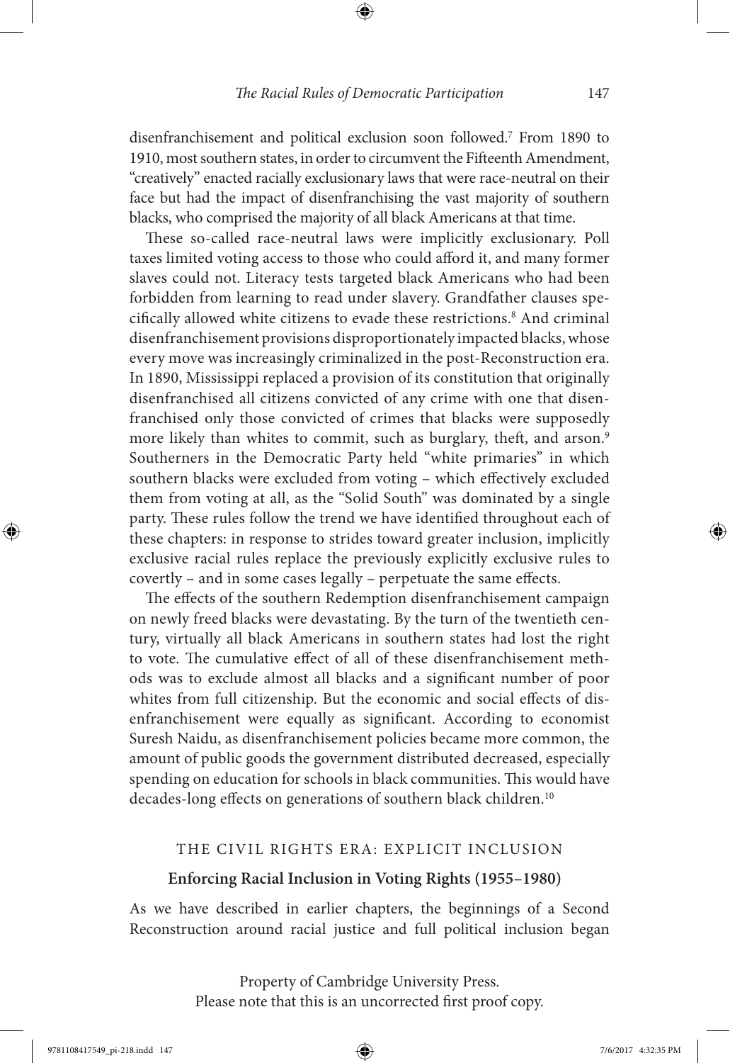disenfranchisement and political exclusion soon followed.[7] From 1890 to 1910, most southern states, in order to circumvent the Fifteenth Amendment, "creatively" enacted racially exclusionary laws that were race-neutral on their face but had the impact of disenfranchising the vast majority of southern blacks, who comprised the majority of all black Americans at that time.

These so-called race-neutral laws were implicitly exclusionary. Poll taxes limited voting access to those who could afford it, and many former slaves could not. Literacy tests targeted black Americans who had been forbidden from learning to read under slavery. Grandfather clauses specifically allowed white citizens to evade these restrictions.[8] And criminal disenfranchisement provisions disproportionately impacted blacks, whose every move was increasingly criminalized in the post-Reconstruction era. In 1890, Mississippi replaced a provision of its constitution that originally disenfranchised all citizens convicted of any crime with one that disenfranchised only those convicted of crimes that blacks were supposedly more likely than whites to commit, such as burglary, theft, and arson.[9] Southerners in the Democratic Party held "white primaries" in which southern blacks were excluded from voting – which effectively excluded them from voting at all, as the "Solid South" was dominated by a single party. These rules follow the trend we have identified throughout each of these chapters: in response to strides toward greater inclusion, implicitly exclusive racial rules replace the previously explicitly exclusive rules to covertly – and in some cases legally – perpetuate the same effects.

The effects of the southern Redemption disenfranchisement campaign on newly freed blacks were devastating. By the turn of the twentieth century, virtually all black Americans in southern states had lost the right to vote. The cumulative effect of all of these disenfranchisement methods was to exclude almost all blacks and a significant number of poor whites from full citizenship. But the economic and social effects of disenfranchisement were equally as significant. According to economist Suresh Naidu, as disenfranchisement policies became more common, the amount of public goods the government distributed decreased, especially spending on education for schools in black communities. This would have decades-long effects on generations of southern black children.[10]

## THE CIVIL RIGHTS ERA: EXPLICIT INCLUSION

### Enforcing Racial Inclusion in Voting Rights (1955–1980)

As we have described in earlier chapters, the beginnings of a Second Reconstruction around racial justice and full political inclusion began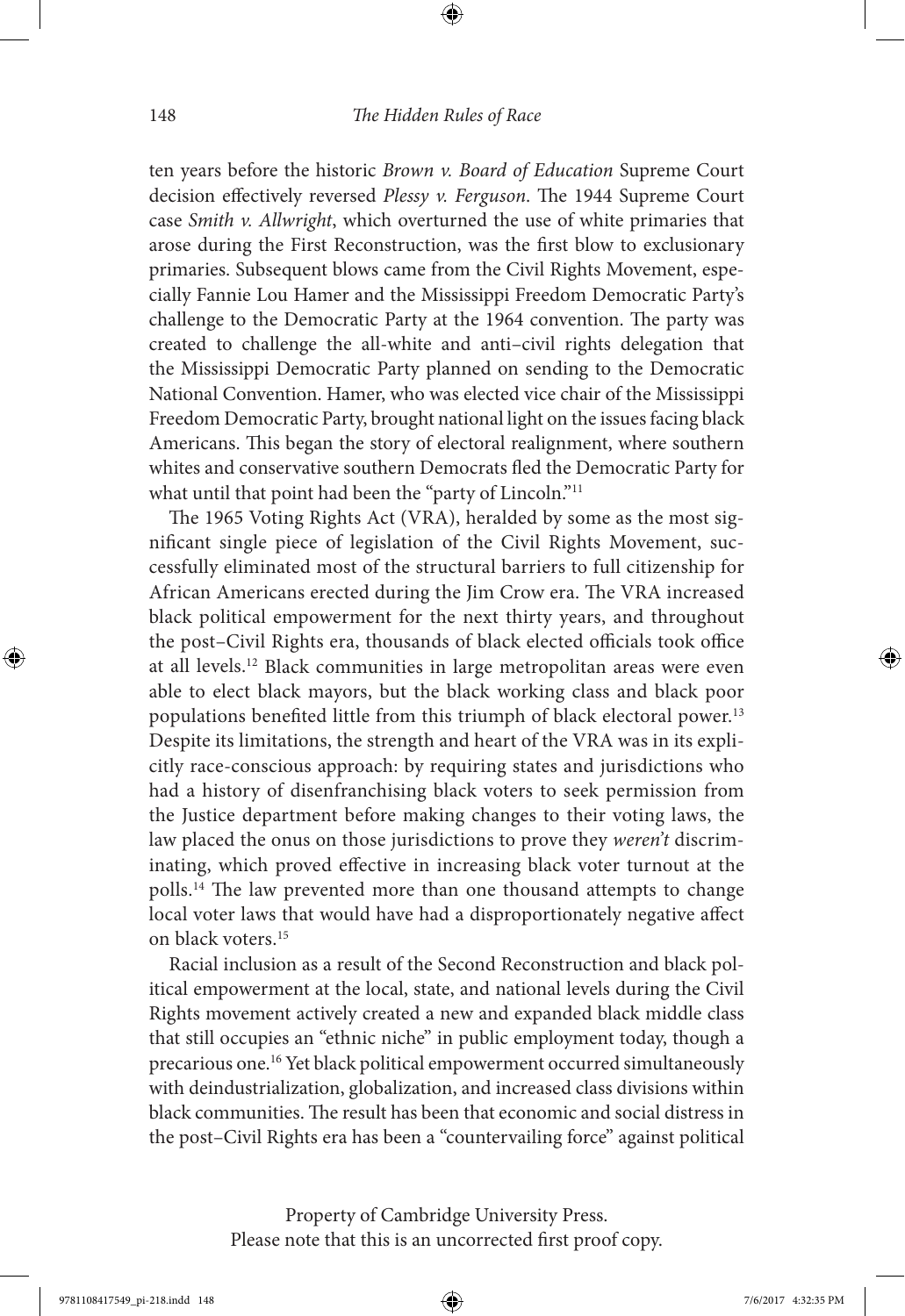ten years before the historic *Brown v. Board of Education* Supreme Court decision effectively reversed *Plessy v. Ferguson*. The 1944 Supreme Court case *Smith v. Allwright*, which overturned the use of white primaries that arose during the First Reconstruction, was the first blow to exclusionary primaries. Subsequent blows came from the Civil Rights Movement, especially Fannie Lou Hamer and the Mississippi Freedom Democratic Party's challenge to the Democratic Party at the 1964 convention. The party was created to challenge the all-white and anti–civil rights delegation that the Mississippi Democratic Party planned on sending to the Democratic National Convention. Hamer, who was elected vice chair of the Mississippi Freedom Democratic Party, brought national light on the issues facing black Americans. This began the story of electoral realignment, where southern whites and conservative southern Democrats fled the Democratic Party for what until that point had been the "party of Lincoln."[11]

The 1965 Voting Rights Act (VRA), heralded by some as the most significant single piece of legislation of the Civil Rights Movement, successfully eliminated most of the structural barriers to full citizenship for African Americans erected during the Jim Crow era. The VRA increased black political empowerment for the next thirty years, and throughout the post–Civil Rights era, thousands of black elected officials took office at all levels.[12] Black communities in large metropolitan areas were even able to elect black mayors, but the black working class and black poor populations benefited little from this triumph of black electoral power.[13] Despite its limitations, the strength and heart of the VRA was in its explicitly race-conscious approach: by requiring states and jurisdictions who had a history of disenfranchising black voters to seek permission from the Justice department before making changes to their voting laws, the law placed the onus on those jurisdictions to prove they *weren't* discriminating, which proved effective in increasing black voter turnout at the polls.[14] The law prevented more than one thousand attempts to change local voter laws that would have had a disproportionately negative affect on black voters.[15]

Racial inclusion as a result of the Second Reconstruction and black political empowerment at the local, state, and national levels during the Civil Rights movement actively created a new and expanded black middle class that still occupies an "ethnic niche" in public employment today, though a precarious one.[16] Yet black political empowerment occurred simultaneously with deindustrialization, globalization, and increased class divisions within black communities. The result has been that economic and social distress in the post–Civil Rights era has been a "countervailing force" against political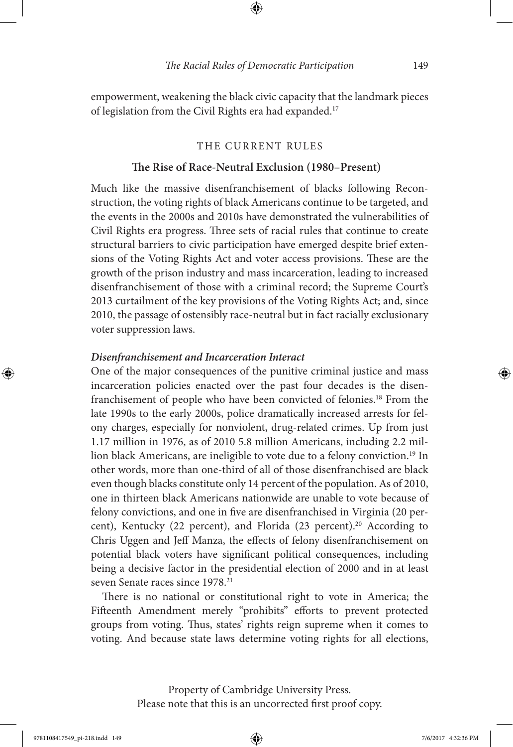empowerment, weakening the black civic capacity that the landmark pieces of legislation from the Civil Rights era had expanded.[17]

## THE CURRENT RULES

### The Rise of Race-Neutral Exclusion (1980–Present)

Much like the massive disenfranchisement of blacks following Reconstruction, the voting rights of black Americans continue to be targeted, and the events in the 2000s and 2010s have demonstrated the vulnerabilities of Civil Rights era progress. Three sets of racial rules that continue to create structural barriers to civic participation have emerged despite brief extensions of the Voting Rights Act and voter access provisions. These are the growth of the prison industry and mass incarceration, leading to increased disenfranchisement of those with a criminal record; the Supreme Court's 2013 curtailment of the key provisions of the Voting Rights Act; and, since 2010, the passage of ostensibly race-neutral but in fact racially exclusionary voter suppression laws.

#### *Disenfranchisement and Incarceration Interact*

One of the major consequences of the punitive criminal justice and mass incarceration policies enacted over the past four decades is the disenfranchisement of people who have been convicted of felonies.[18] From the late 1990s to the early 2000s, police dramatically increased arrests for felony charges, especially for nonviolent, drug-related crimes. Up from just 1.17 million in 1976, as of 2010 5.8 million Americans, including 2.2 million black Americans, are ineligible to vote due to a felony conviction.[19] In other words, more than one-third of all of those disenfranchised are black even though blacks constitute only 14 percent of the population. As of 2010, one in thirteen black Americans nationwide are unable to vote because of felony convictions, and one in five are disenfranchised in Virginia (20 percent), Kentucky (22 percent), and Florida (23 percent).[20] According to Chris Uggen and Jeff Manza, the effects of felony disenfranchisement on potential black voters have significant political consequences, including being a decisive factor in the presidential election of 2000 and in at least seven Senate races since 1978.[21]

There is no national or constitutional right to vote in America; the Fifteenth Amendment merely "prohibits" efforts to prevent protected groups from voting. Thus, states' rights reign supreme when it comes to voting. And because state laws determine voting rights for all elections,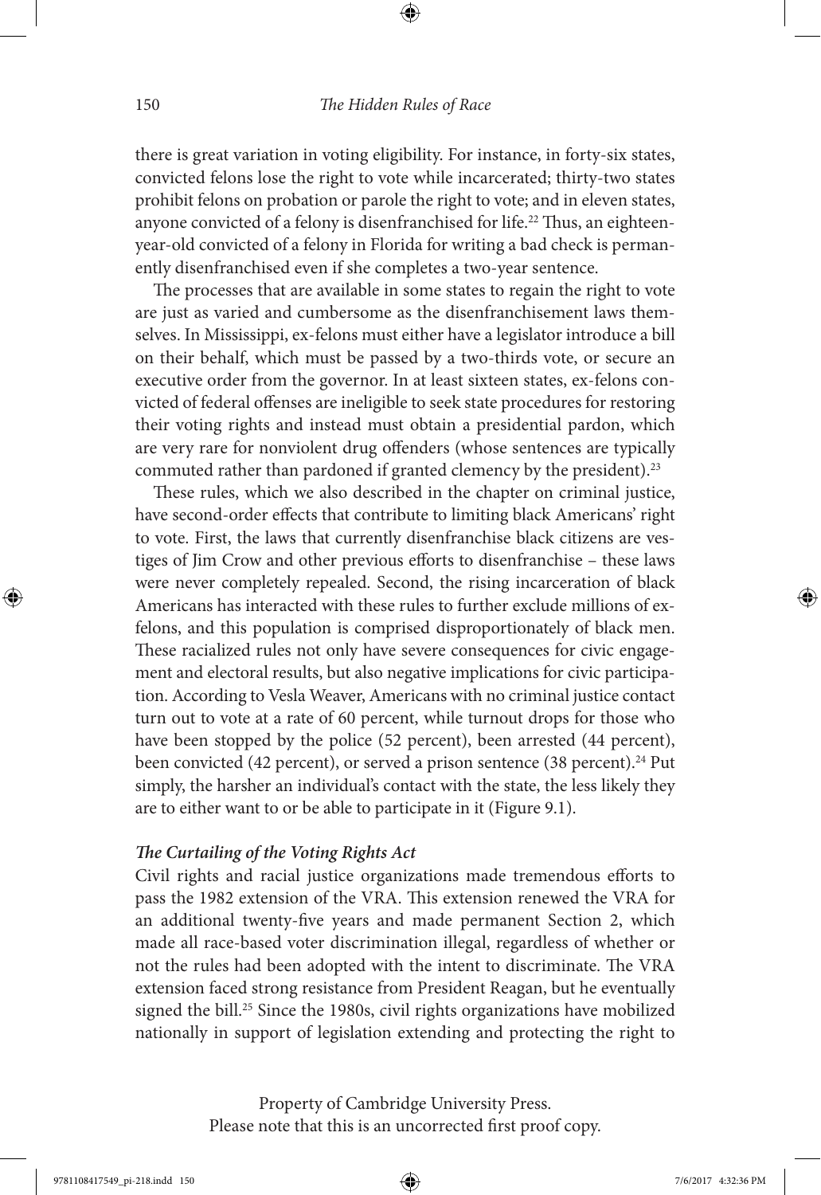there is great variation in voting eligibility. For instance, in forty-six states, convicted felons lose the right to vote while incarcerated; thirty-two states prohibit felons on probation or parole the right to vote; and in eleven states, anyone convicted of a felony is disenfranchised for life.[22] Thus, an eighteen-year-old convicted of a felony in Florida for writing a bad check is permanently disenfranchised even if she completes a two-year sentence.

The processes that are available in some states to regain the right to vote are just as varied and cumbersome as the disenfranchisement laws themselves. In Mississippi, ex-felons must either have a legislator introduce a bill on their behalf, which must be passed by a two-thirds vote, or secure an executive order from the governor. In at least sixteen states, ex-felons convicted of federal offenses are ineligible to seek state procedures for restoring their voting rights and instead must obtain a presidential pardon, which are very rare for nonviolent drug offenders (whose sentences are typically commuted rather than pardoned if granted clemency by the president).[23]

These rules, which we also described in the chapter on criminal justice, have second-order effects that contribute to limiting black Americans' right to vote. First, the laws that currently disenfranchise black citizens are vestiges of Jim Crow and other previous efforts to disenfranchise – these laws were never completely repealed. Second, the rising incarceration of black Americans has interacted with these rules to further exclude millions of ex-felons, and this population is comprised disproportionately of black men. These racialized rules not only have severe consequences for civic engagement and electoral results, but also negative implications for civic participation. According to Vesla Weaver, Americans with no criminal justice contact turn out to vote at a rate of 60 percent, while turnout drops for those who have been stopped by the police (52 percent), been arrested (44 percent), been convicted (42 percent), or served a prison sentence (38 percent).[24] Put simply, the harsher an individual's contact with the state, the less likely they are to either want to or be able to participate in it (Figure 9.1).

### *The Curtailing of the Voting Rights Act*

Civil rights and racial justice organizations made tremendous efforts to pass the 1982 extension of the VRA. This extension renewed the VRA for an additional twenty-five years and made permanent Section 2, which made all race-based voter discrimination illegal, regardless of whether or not the rules had been adopted with the intent to discriminate. The VRA extension faced strong resistance from President Reagan, but he eventually signed the bill.[25] Since the 1980s, civil rights organizations have mobilized nationally in support of legislation extending and protecting the right to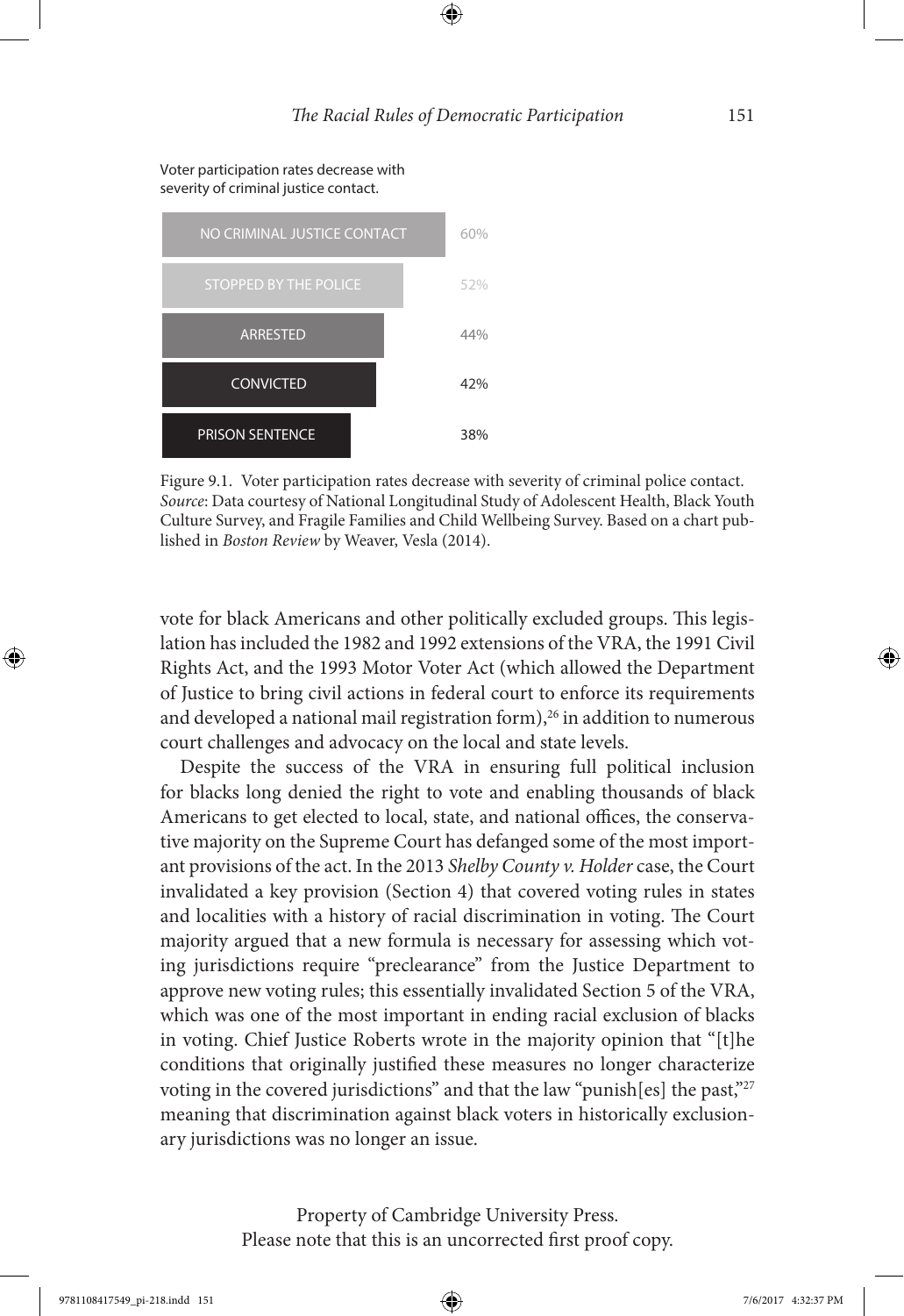Voter participation rates decrease with severity of criminal justice contact.

| Criminal justice contact | Voter participation |
|---|---|
| NO CRIMINAL JUSTICE CONTACT | 60% |
| STOPPED BY THE POLICE | 52% |
| ARRESTED | 44% |
| CONVICTED | 42% |
| PRISON SENTENCE | 38% |

Figure 9.1. Voter participation rates decrease with severity of criminal police contact. *Source*: Data courtesy of National Longitudinal Study of Adolescent Health, Black Youth Culture Survey, and Fragile Families and Child Wellbeing Survey. Based on a chart published in *Boston Review* by Weaver, Vesla (2014).

vote for black Americans and other politically excluded groups. This legislation has included the 1982 and 1992 extensions of the VRA, the 1991 Civil Rights Act, and the 1993 Motor Voter Act (which allowed the Department of Justice to bring civil actions in federal court to enforce its requirements and developed a national mail registration form),[26] in addition to numerous court challenges and advocacy on the local and state levels.

Despite the success of the VRA in ensuring full political inclusion for blacks long denied the right to vote and enabling thousands of black Americans to get elected to local, state, and national offices, the conservative majority on the Supreme Court has defanged some of the most important provisions of the act. In the 2013 *Shelby County v. Holder* case, the Court invalidated a key provision (Section 4) that covered voting rules in states and localities with a history of racial discrimination in voting. The Court majority argued that a new formula is necessary for assessing which voting jurisdictions require "preclearance" from the Justice Department to approve new voting rules; this essentially invalidated Section 5 of the VRA, which was one of the most important in ending racial exclusion of blacks in voting. Chief Justice Roberts wrote in the majority opinion that "[t]he conditions that originally justified these measures no longer characterize voting in the covered jurisdictions" and that the law "punish[es] the past,"[27] meaning that discrimination against black voters in historically exclusionary jurisdictions was no longer an issue.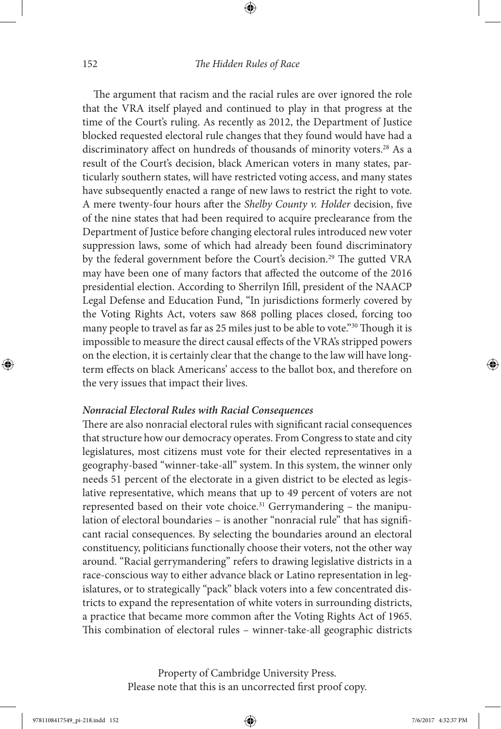The argument that racism and the racial rules are over ignored the role that the VRA itself played and continued to play in that progress at the time of the Court's ruling. As recently as 2012, the Department of Justice blocked requested electoral rule changes that they found would have had a discriminatory affect on hundreds of thousands of minority voters.[28] As a result of the Court's decision, black American voters in many states, particularly southern states, will have restricted voting access, and many states have subsequently enacted a range of new laws to restrict the right to vote. A mere twenty-four hours after the *Shelby County v. Holder* decision, five of the nine states that had been required to acquire preclearance from the Department of Justice before changing electoral rules introduced new voter suppression laws, some of which had already been found discriminatory by the federal government before the Court's decision.[29] The gutted VRA may have been one of many factors that affected the outcome of the 2016 presidential election. According to Sherrilyn Ifill, president of the NAACP Legal Defense and Education Fund, "In jurisdictions formerly covered by the Voting Rights Act, voters saw 868 polling places closed, forcing too many people to travel as far as 25 miles just to be able to vote."[30] Though it is impossible to measure the direct causal effects of the VRA's stripped powers on the election, it is certainly clear that the change to the law will have long-term effects on black Americans' access to the ballot box, and therefore on the very issues that impact their lives.

### *Nonracial Electoral Rules with Racial Consequences*

There are also nonracial electoral rules with significant racial consequences that structure how our democracy operates. From Congress to state and city legislatures, most citizens must vote for their elected representatives in a geography-based "winner-take-all" system. In this system, the winner only needs 51 percent of the electorate in a given district to be elected as legislative representative, which means that up to 49 percent of voters are not represented based on their vote choice.[31] Gerrymandering – the manipulation of electoral boundaries – is another "nonracial rule" that has significant racial consequences. By selecting the boundaries around an electoral constituency, politicians functionally choose their voters, not the other way around. "Racial gerrymandering" refers to drawing legislative districts in a race-conscious way to either advance black or Latino representation in legislatures, or to strategically "pack" black voters into a few concentrated districts to expand the representation of white voters in surrounding districts, a practice that became more common after the Voting Rights Act of 1965. This combination of electoral rules – winner-take-all geographic districts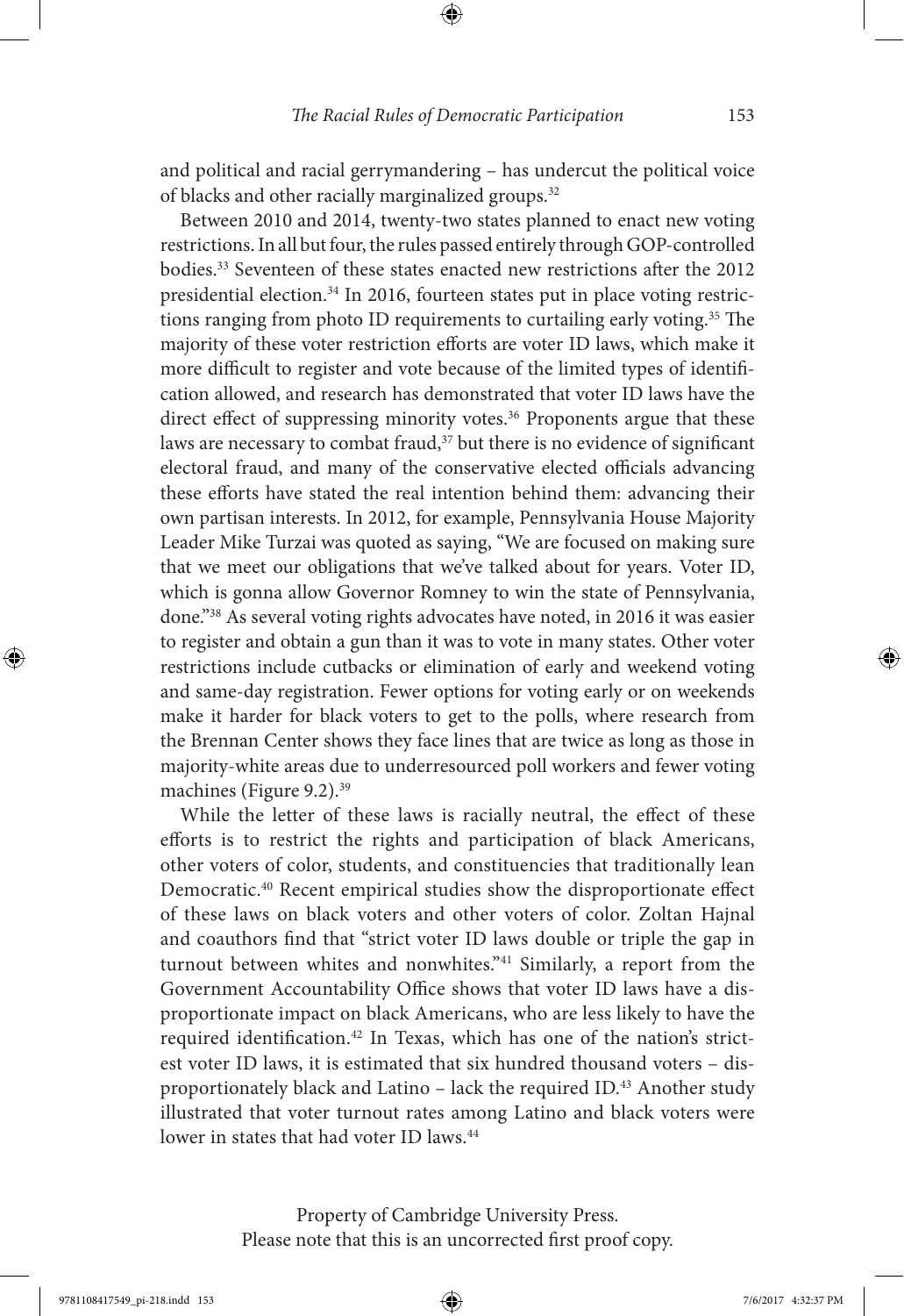and political and racial gerrymandering – has undercut the political voice of blacks and other racially marginalized groups.[32]

Between 2010 and 2014, twenty-two states planned to enact new voting restrictions. In all but four, the rules passed entirely through GOP-controlled bodies.[33] Seventeen of these states enacted new restrictions after the 2012 presidential election.[34] In 2016, fourteen states put in place voting restrictions ranging from photo ID requirements to curtailing early voting.[35] The majority of these voter restriction efforts are voter ID laws, which make it more difficult to register and vote because of the limited types of identification allowed, and research has demonstrated that voter ID laws have the direct effect of suppressing minority votes.[36] Proponents argue that these laws are necessary to combat fraud,[37] but there is no evidence of significant electoral fraud, and many of the conservative elected officials advancing these efforts have stated the real intention behind them: advancing their own partisan interests. In 2012, for example, Pennsylvania House Majority Leader Mike Turzai was quoted as saying, "We are focused on making sure that we meet our obligations that we've talked about for years. Voter ID, which is gonna allow Governor Romney to win the state of Pennsylvania, done."[38] As several voting rights advocates have noted, in 2016 it was easier to register and obtain a gun than it was to vote in many states. Other voter restrictions include cutbacks or elimination of early and weekend voting and same-day registration. Fewer options for voting early or on weekends make it harder for black voters to get to the polls, where research from the Brennan Center shows they face lines that are twice as long as those in majority-white areas due to underresourced poll workers and fewer voting machines (Figure 9.2).[39]

While the letter of these laws is racially neutral, the effect of these efforts is to restrict the rights and participation of black Americans, other voters of color, students, and constituencies that traditionally lean Democratic.[40] Recent empirical studies show the disproportionate effect of these laws on black voters and other voters of color. Zoltan Hajnal and coauthors find that "strict voter ID laws double or triple the gap in turnout between whites and nonwhites."[41] Similarly, a report from the Government Accountability Office shows that voter ID laws have a disproportionate impact on black Americans, who are less likely to have the required identification.[42] In Texas, which has one of the nation's strictest voter ID laws, it is estimated that six hundred thousand voters – disproportionately black and Latino – lack the required ID.[43] Another study illustrated that voter turnout rates among Latino and black voters were lower in states that had voter ID laws.[44]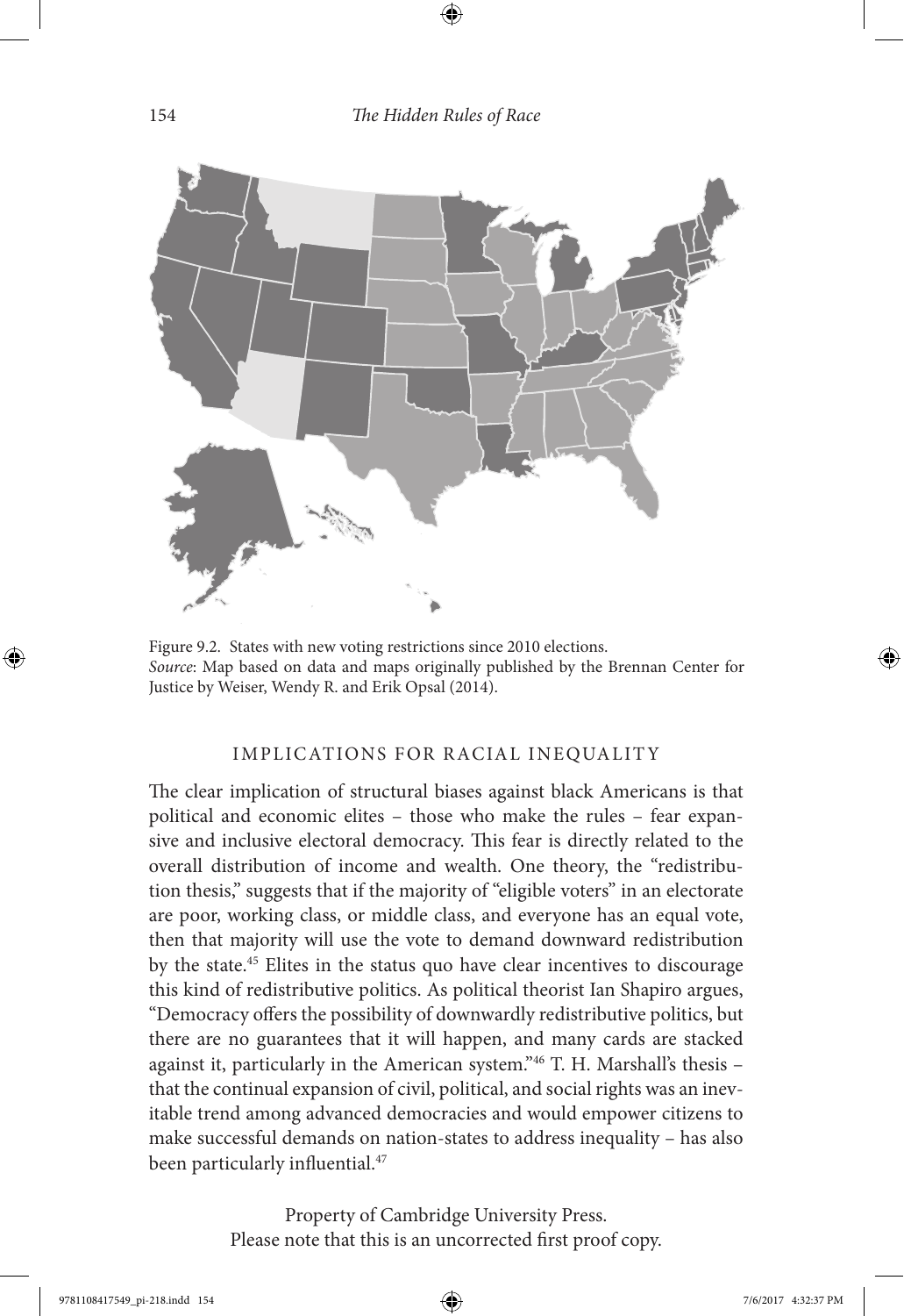Figure 9.2. States with new voting restrictions since 2010 elections.
*Source*: Map based on data and maps originally published by the Brennan Center for Justice by Weiser, Wendy R. and Erik Opsal (2014).

## IMPLICATIONS FOR RACIAL INEQUALITY

The clear implication of structural biases against black Americans is that political and economic elites – those who make the rules – fear expansive and inclusive electoral democracy. This fear is directly related to the overall distribution of income and wealth. One theory, the "redistribution thesis," suggests that if the majority of "eligible voters" in an electorate are poor, working class, or middle class, and everyone has an equal vote, then that majority will use the vote to demand downward redistribution by the state.[45] Elites in the status quo have clear incentives to discourage this kind of redistributive politics. As political theorist Ian Shapiro argues, "Democracy offers the possibility of downwardly redistributive politics, but there are no guarantees that it will happen, and many cards are stacked against it, particularly in the American system."[46] T. H. Marshall's thesis – that the continual expansion of civil, political, and social rights was an inevitable trend among advanced democracies and would empower citizens to make successful demands on nation-states to address inequality – has also been particularly influential.[47]

Property of Cambridge University Press.
Please note that this is an uncorrected first proof copy.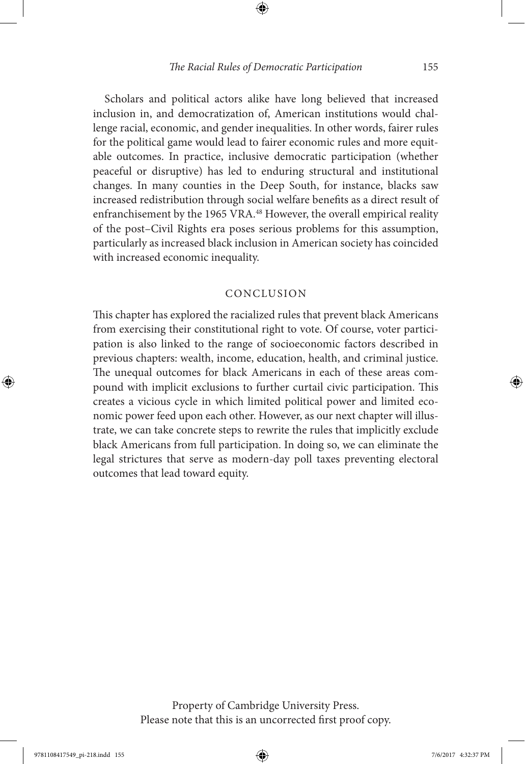Scholars and political actors alike have long believed that increased inclusion in, and democratization of, American institutions would challenge racial, economic, and gender inequalities. In other words, fairer rules for the political game would lead to fairer economic rules and more equitable outcomes. In practice, inclusive democratic participation (whether peaceful or disruptive) has led to enduring structural and institutional changes. In many counties in the Deep South, for instance, blacks saw increased redistribution through social welfare benefits as a direct result of enfranchisement by the 1965 VRA.[48] However, the overall empirical reality of the post–Civil Rights era poses serious problems for this assumption, particularly as increased black inclusion in American society has coincided with increased economic inequality.

## CONCLUSION

This chapter has explored the racialized rules that prevent black Americans from exercising their constitutional right to vote. Of course, voter participation is also linked to the range of socioeconomic factors described in previous chapters: wealth, income, education, health, and criminal justice. The unequal outcomes for black Americans in each of these areas compound with implicit exclusions to further curtail civic participation. This creates a vicious cycle in which limited political power and limited economic power feed upon each other. However, as our next chapter will illustrate, we can take concrete steps to rewrite the rules that implicitly exclude black Americans from full participation. In doing so, we can eliminate the legal strictures that serve as modern-day poll taxes preventing electoral outcomes that lead toward equity.